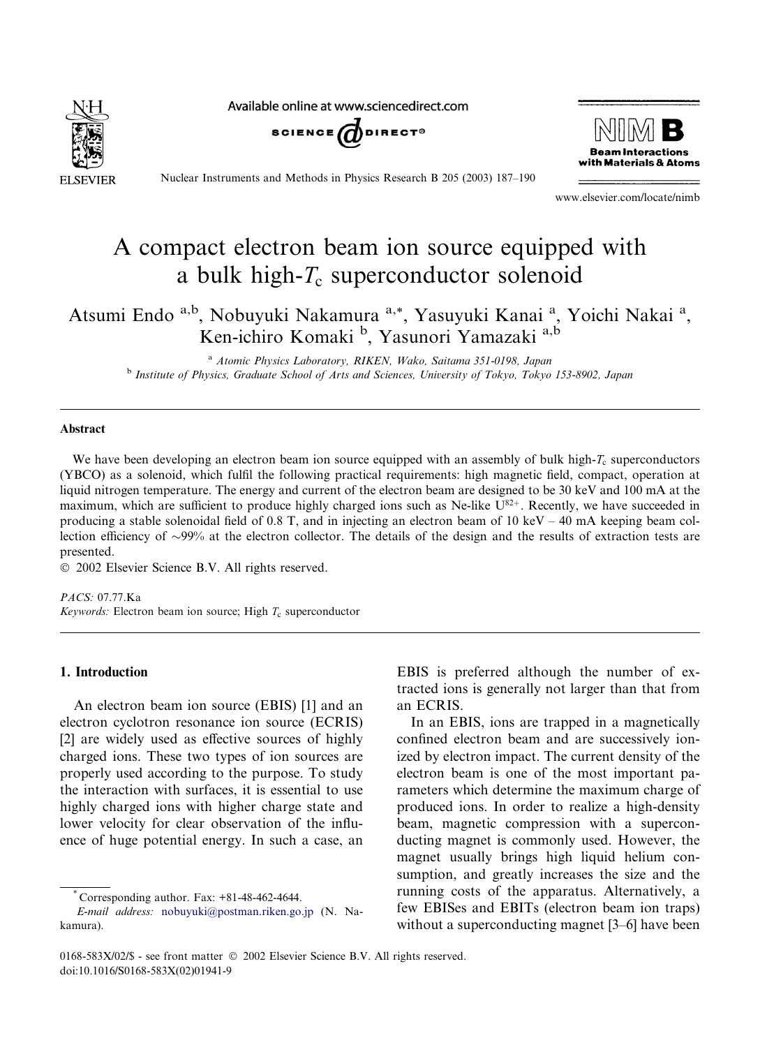# A compact electron beam ion source equipped with a bulk high-$T_c$ superconductor solenoid

Atsumi Endo [a,b], Nobuyuki Nakamura [a,*], Yasuyuki Kanai [a], Yoichi Nakai [a], Ken-ichiro Komaki [b], Yasunori Yamazaki [a,b]

[a] *Atomic Physics Laboratory, RIKEN, Wako, Saitama 351-0198, Japan*

[b] *Institute of Physics, Graduate School of Arts and Sciences, University of Tokyo, Tokyo 153-8902, Japan*

## Abstract

We have been developing an electron beam ion source equipped with an assembly of bulk high-$T_c$ superconductors (YBCO) as a solenoid, which fulfil the following practical requirements: high magnetic field, compact, operation at liquid nitrogen temperature. The energy and current of the electron beam are designed to be 30 keV and 100 mA at the maximum, which are sufficient to produce highly charged ions such as Ne-like $U^{82+}$. Recently, we have succeeded in producing a stable solenoidal field of 0.8 T, and in injecting an electron beam of 10 keV – 40 mA keeping beam collection efficiency of ~99% at the electron collector. The details of the design and the results of extraction tests are presented.

© 2002 Elsevier Science B.V. All rights reserved.

*PACS:* 07.77.Ka

*Keywords:* Electron beam ion source; High $T_c$ superconductor

## 1. Introduction

An electron beam ion source (EBIS) [1] and an electron cyclotron resonance ion source (ECRIS) [2] are widely used as effective sources of highly charged ions. These two types of ion sources are properly used according to the purpose. To study the interaction with surfaces, it is essential to use highly charged ions with higher charge state and lower velocity for clear observation of the influence of huge potential energy. In such a case, an EBIS is preferred although the number of extracted ions is generally not larger than that from an ECRIS.

In an EBIS, ions are trapped in a magnetically confined electron beam and are successively ionized by electron impact. The current density of the electron beam is one of the most important parameters which determine the maximum charge of produced ions. In order to realize a high-density beam, magnetic compression with a superconducting magnet is commonly used. However, the magnet usually brings high liquid helium consumption, and greatly increases the size and the running costs of the apparatus. Alternatively, a few EBISes and EBITs (electron beam ion traps) without a superconducting magnet [3–6] have been

* Corresponding author. Fax: +81-48-462-4644.
*E-mail address:* nobuyuki@postman.riken.go.jp (N. Nakamura).

0168-583X/02/$ - see front matter © 2002 Elsevier Science B.V. All rights reserved.
doi:10.1016/S0168-583X(02)01941-9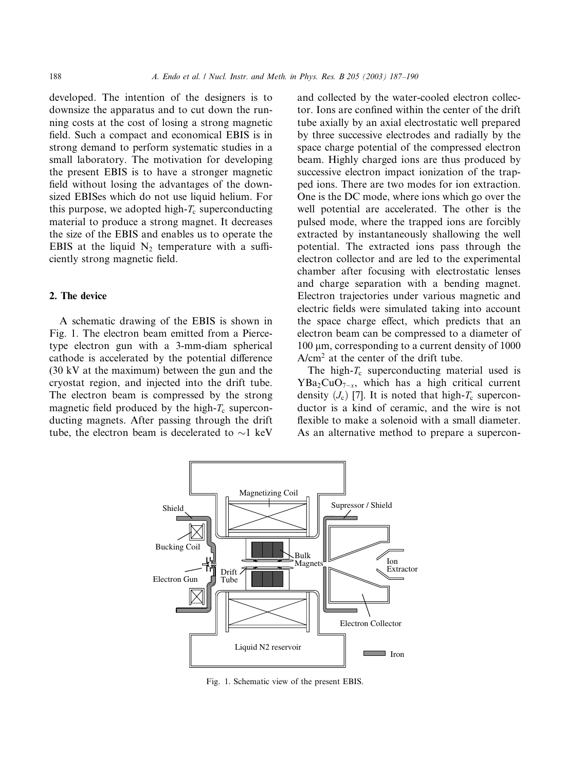developed. The intention of the designers is to downsize the apparatus and to cut down the running costs at the cost of losing a strong magnetic field. Such a compact and economical EBIS is in strong demand to perform systematic studies in a small laboratory. The motivation for developing the present EBIS is to have a stronger magnetic field without losing the advantages of the downsized EBISes which do not use liquid helium. For this purpose, we adopted high-$T_c$ superconducting material to produce a strong magnet. It decreases the size of the EBIS and enables us to operate the EBIS at the liquid $N_2$ temperature with a sufficiently strong magnetic field.

## 2. The device

A schematic drawing of the EBIS is shown in Fig. 1. The electron beam emitted from a Pierce-type electron gun with a 3-mm-diam spherical cathode is accelerated by the potential difference (30 kV at the maximum) between the gun and the cryostat region, and injected into the drift tube. The electron beam is compressed by the strong magnetic field produced by the high-$T_c$ superconducting magnets. After passing through the drift tube, the electron beam is decelerated to ~1 keV and collected by the water-cooled electron collector. Ions are confined within the center of the drift tube axially by an axial electrostatic well prepared by three successive electrodes and radially by the space charge potential of the compressed electron beam. Highly charged ions are thus produced by successive electron impact ionization of the trapped ions. There are two modes for ion extraction. One is the DC mode, where ions which go over the well potential are accelerated. The other is the pulsed mode, where the trapped ions are forcibly extracted by instantaneously shallowing the well potential. The extracted ions pass through the electron collector and are led to the experimental chamber after focusing with electrostatic lenses and charge separation with a bending magnet. Electron trajectories under various magnetic and electric fields were simulated taking into account the space charge effect, which predicts that an electron beam can be compressed to a diameter of 100 μm, corresponding to a current density of 1000 A/cm$^2$ at the center of the drift tube.

The high-$T_c$ superconducting material used is $YBa_2CuO_{7-x}$, which has a high critical current density ($J_c$) [7]. It is noted that high-$T_c$ superconductor is a kind of ceramic, and the wire is not flexible to make a solenoid with a small diameter. As an alternative method to prepare a supercon-

Magnetizing Coil
Shield
Supressor / Shield
Bucking Coil
Bulk Magnets
Ion Extractor
Electron Gun
Drift Tube
Electron Collector
Liquid N2 reservoir
Iron

Fig. 1. Schematic view of the present EBIS.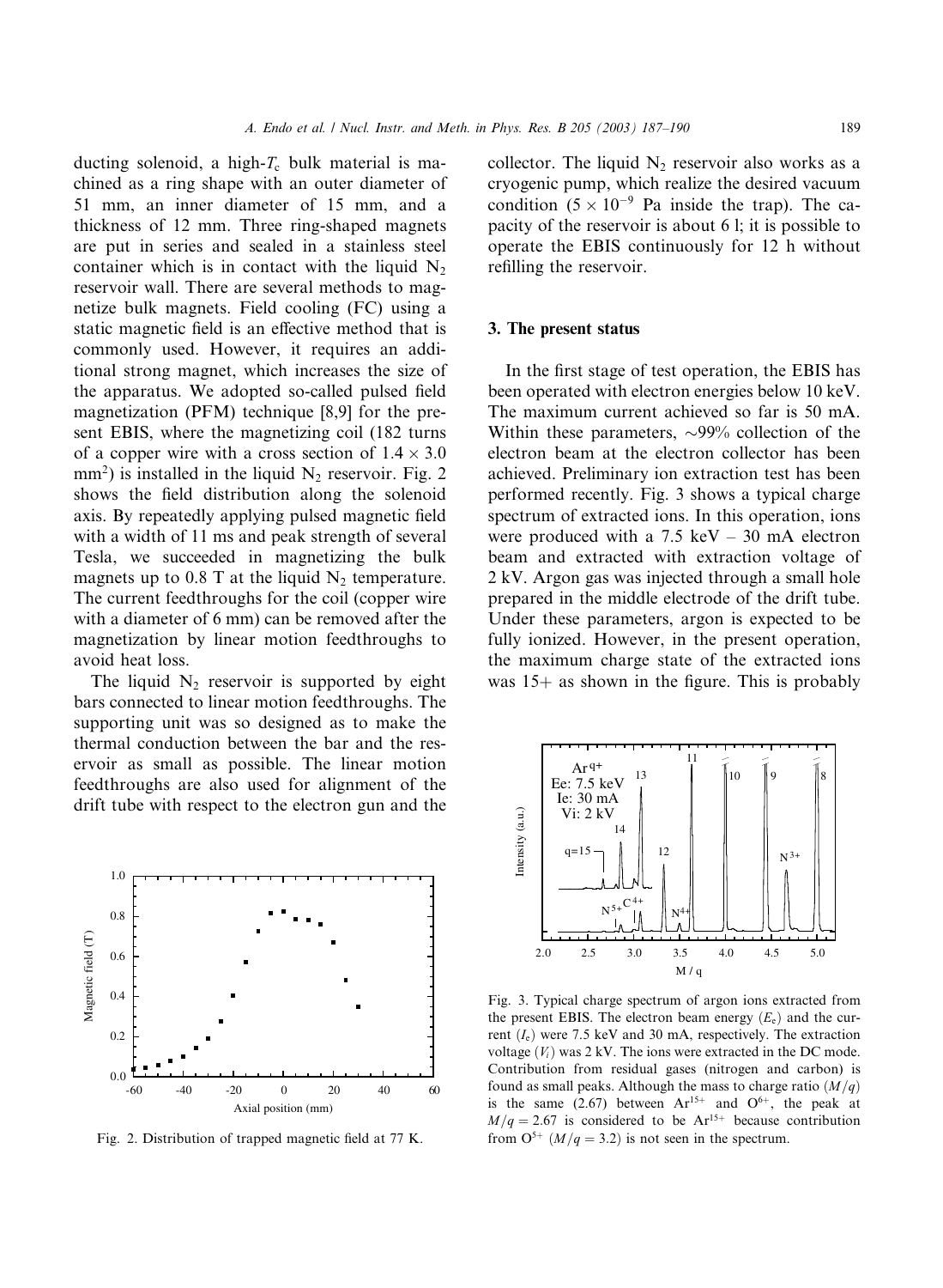ducting solenoid, a high-$T_c$ bulk material is machined as a ring shape with an outer diameter of 51 mm, an inner diameter of 15 mm, and a thickness of 12 mm. Three ring-shaped magnets are put in series and sealed in a stainless steel container which is in contact with the liquid $N_2$ reservoir wall. There are several methods to magnetize bulk magnets. Field cooling (FC) using a static magnetic field is an effective method that is commonly used. However, it requires an additional strong magnet, which increases the size of the apparatus. We adopted so-called pulsed field magnetization (PFM) technique [8,9] for the present EBIS, where the magnetizing coil (182 turns of a copper wire with a cross section of $1.4 \times 3.0$ mm$^2$) is installed in the liquid $N_2$ reservoir. Fig. 2 shows the field distribution along the solenoid axis. By repeatedly applying pulsed magnetic field with a width of 11 ms and peak strength of several Tesla, we succeeded in magnetizing the bulk magnets up to 0.8 T at the liquid $N_2$ temperature. The current feedthroughs for the coil (copper wire with a diameter of 6 mm) can be removed after the magnetization by linear motion feedthroughs to avoid heat loss.

The liquid $N_2$ reservoir is supported by eight bars connected to linear motion feedthroughs. The supporting unit was so designed as to make the thermal conduction between the bar and the reservoir as small as possible. The linear motion feedthroughs are also used for alignment of the drift tube with respect to the electron gun and the collector. The liquid $N_2$ reservoir also works as a cryogenic pump, which realize the desired vacuum condition ($5 \times 10^{-9}$ Pa inside the trap). The capacity of the reservoir is about 6 l; it is possible to operate the EBIS continuously for 12 h without refilling the reservoir.

Magnetic field (T)
1.0
0.8
0.6
0.4
0.2
0.0
-60 -40 -20 0 20 40 60
Axial position (mm)

Fig. 2. Distribution of trapped magnetic field at 77 K.

## 3. The present status

In the first stage of test operation, the EBIS has been operated with electron energies below 10 keV. The maximum current achieved so far is 50 mA. Within these parameters, ~99% collection of the electron beam at the electron collector has been achieved. Preliminary ion extraction test has been performed recently. Fig. 3 shows a typical charge spectrum of extracted ions. In this operation, ions were produced with a 7.5 keV – 30 mA electron beam and extracted with extraction voltage of 2 kV. Argon gas was injected through a small hole prepared in the middle electrode of the drift tube. Under these parameters, argon is expected to be fully ionized. However, in the present operation, the maximum charge state of the extracted ions was 15+ as shown in the figure. This is probably

$Ar^{q+}$
Ee: 7.5 keV
Ie: 30 mA
Vi: 2 kV
Intensity (a.u.)
q=15
14
13
12
11
10
9
8
$N^{5+}$
$C^{4+}$
$N^{4+}$
$N^{3+}$
2.0 2.5 3.0 3.5 4.0 4.5 5.0
M / q

Fig. 3. Typical charge spectrum of argon ions extracted from the present EBIS. The electron beam energy ($E_e$) and the current ($I_e$) were 7.5 keV and 30 mA, respectively. The extraction voltage ($V_i$) was 2 kV. The ions were extracted in the DC mode. Contribution from residual gases (nitrogen and carbon) is found as small peaks. Although the mass to charge ratio ($M/q$) is the same (2.67) between $Ar^{15+}$ and $O^{6+}$, the peak at $M/q = 2.67$ is considered to be $Ar^{15+}$ because contribution from $O^{5+}$ ($M/q = 3.2$) is not seen in the spectrum.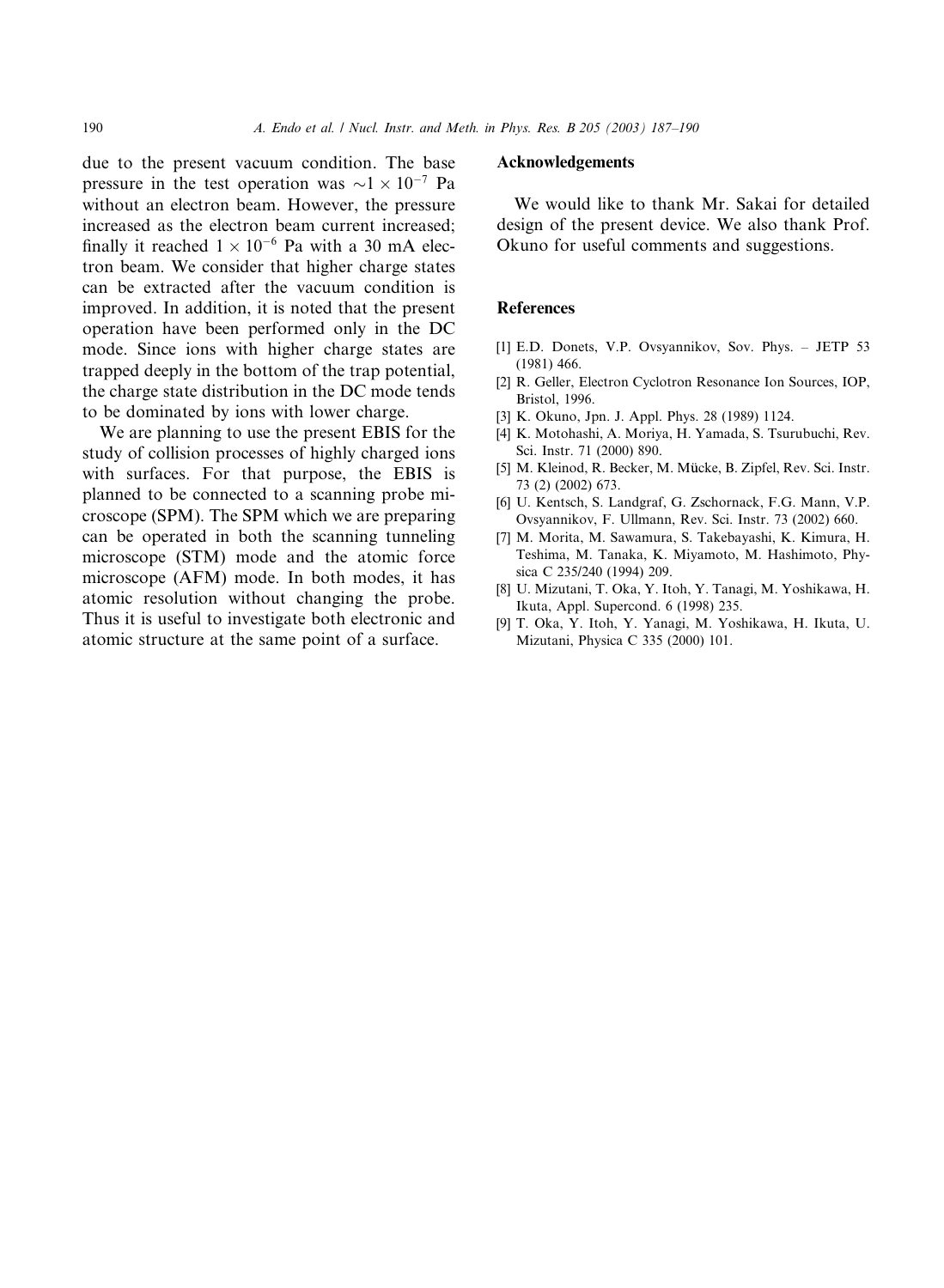due to the present vacuum condition. The base pressure in the test operation was $\sim 1 \times 10^{-7}$ Pa without an electron beam. However, the pressure increased as the electron beam current increased; finally it reached $1 \times 10^{-6}$ Pa with a 30 mA electron beam. We consider that higher charge states can be extracted after the vacuum condition is improved. In addition, it is noted that the present operation have been performed only in the DC mode. Since ions with higher charge states are trapped deeply in the bottom of the trap potential, the charge state distribution in the DC mode tends to be dominated by ions with lower charge.

We are planning to use the present EBIS for the study of collision processes of highly charged ions with surfaces. For that purpose, the EBIS is planned to be connected to a scanning probe microscope (SPM). The SPM which we are preparing can be operated in both the scanning tunneling microscope (STM) mode and the atomic force microscope (AFM) mode. In both modes, it has atomic resolution without changing the probe. Thus it is useful to investigate both electronic and atomic structure at the same point of a surface.

## Acknowledgements

We would like to thank Mr. Sakai for detailed design of the present device. We also thank Prof. Okuno for useful comments and suggestions.

## References

[1] E.D. Donets, V.P. Ovsyannikov, Sov. Phys. – JETP 53 (1981) 466.

[2] R. Geller, Electron Cyclotron Resonance Ion Sources, IOP, Bristol, 1996.

[3] K. Okuno, Jpn. J. Appl. Phys. 28 (1989) 1124.

[4] K. Motohashi, A. Moriya, H. Yamada, S. Tsurubuchi, Rev. Sci. Instr. 71 (2000) 890.

[5] M. Kleinod, R. Becker, M. Mücke, B. Zipfel, Rev. Sci. Instr. 73 (2) (2002) 673.

[6] U. Kentsch, S. Landgraf, G. Zschornack, F.G. Mann, V.P. Ovsyannikov, F. Ullmann, Rev. Sci. Instr. 73 (2002) 660.

[7] M. Morita, M. Sawamura, S. Takebayashi, K. Kimura, H. Teshima, M. Tanaka, K. Miyamoto, M. Hashimoto, Physica C 235/240 (1994) 209.

[8] U. Mizutani, T. Oka, Y. Itoh, Y. Tanagi, M. Yoshikawa, H. Ikuta, Appl. Supercond. 6 (1998) 235.

[9] T. Oka, Y. Itoh, Y. Yanagi, M. Yoshikawa, H. Ikuta, U. Mizutani, Physica C 335 (2000) 101.